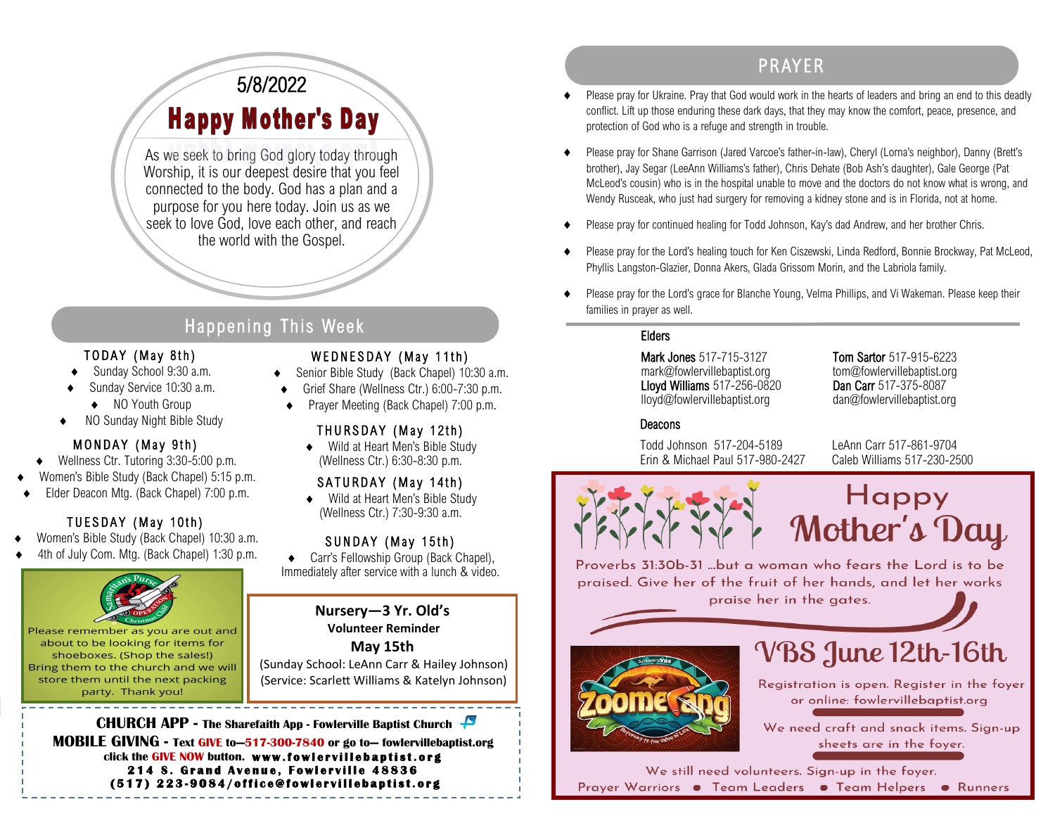5/8/2022

# Happy Mother's Day

As we seek to bring God glory today through Worship, it is our deepest desire that you feel connected to the body. God has a plan and a purpose for you here today. Join us as we seek to love God, love each other, and reach the world with the Gospel.

## Happening This Week

### TODAY (May 8th)

- Sunday School 9:30 a.m.
- Sunday Service 10:30 a.m.
- NO Youth Group
- NO Sunday Night Bible Study

### MONDAY (May 9th)

- Wellness Ctr. Tutoring 3:30-5:00 p.m.
- Women's Bible Study (Back Chapel) 5:15 p.m.
- Elder Deacon Mtg. (Back Chapel) 7:00 p.m.

### TUESDAY (May 10th)

- Women's Bible Study (Back Chapel) 10:30 a.m.
- 4th of July Com. Mtg. (Back Chapel) 1:30 p.m.

### WEDNESDAY (May 11th)

- Senior Bible Study (Back Chapel) 10:30 a.m.
- Grief Share (Wellness Ctr.) 6:00-7:30 p.m.
- Prayer Meeting (Back Chapel) 7:00 p.m.

### THURSDAY (May 12th)

- Wild at Heart Men's Bible Study (Wellness Ctr.) 6:30-8:30 p.m.

### SATURDAY (May 14th)

- Wild at Heart Men's Bible Study (Wellness Ctr.) 7:30-9:30 a.m.

### SUNDAY (May 15th)

- Carr's Fellowship Group (Back Chapel), Immediately after service with a lunch & video.

Samaritan's Purse Operation Christmas Child

Please remember as you are out and about to be looking for items for shoeboxes. (Shop the sales!) Bring them to the church and we will store them until the next packing party. Thank you!

**Nursery—3 Yr. Old's**
**Volunteer Reminder**
**May 15th**
(Sunday School: LeAnn Carr & Hailey Johnson)
(Service: Scarlett Williams & Katelyn Johnson)

**CHURCH APP - The Sharefaith App - Fowlerville Baptist Church**
**MOBILE GIVING - Text GIVE to—517-300-7840 or go to— fowlervillebaptist.org click the GIVE NOW button. www.fowlervillebaptist.org**
**214 S. Grand Avenue, Fowlerville 48836**
**(517) 223-9084/office@fowlervillebaptist.org**

## PRAYER

- Please pray for Ukraine. Pray that God would work in the hearts of leaders and bring an end to this deadly conflict. Lift up those enduring these dark days, that they may know the comfort, peace, presence, and protection of God who is a refuge and strength in trouble.
- Please pray for Shane Garrison (Jared Varcoe's father-in-law), Cheryl (Lorna's neighbor), Danny (Brett's brother), Jay Segar (LeeAnn Williams's father), Chris Dehate (Bob Ash's daughter), Gale George (Pat McLeod's cousin) who is in the hospital unable to move and the doctors do not know what is wrong, and Wendy Rusceak, who just had surgery for removing a kidney stone and is in Florida, not at home.
- Please pray for continued healing for Todd Johnson, Kay's dad Andrew, and her brother Chris.
- Please pray for the Lord's healing touch for Ken Ciszewski, Linda Redford, Bonnie Brockway, Pat McLeod, Phyllis Langston-Glazier, Donna Akers, Glada Grissom Morin, and the Labriola family.
- Please pray for the Lord's grace for Blanche Young, Velma Phillips, and Vi Wakeman. Please keep their families in prayer as well.

### Elders

Mark Jones 517-715-3127
mark@fowlervillebaptist.org
Lloyd Williams 517-256-0820
lloyd@fowlervillebaptist.org

Tom Sartor 517-915-6223
tom@fowlervillebaptist.org
Dan Carr 517-375-8087
dan@fowlervillebaptist.org

### Deacons

Todd Johnson 517-204-5189
Erin & Michael Paul 517-980-2427

LeAnn Carr 517-861-9704
Caleb Williams 517-230-2500

# Happy Mother's Day

Proverbs 31:30b-31 ...but a woman who fears the Lord is to be praised. Give her of the fruit of her hands, and let her works praise her in the gates.

# VBS June 12th-16th

Zoomerang

Registration is open. Register in the foyer or online: fowlervillebaptist.org

We need craft and snack items. Sign-up sheets are in the foyer.

We still need volunteers. Sign-up in the foyer.
Prayer Warriors • Team Leaders • Team Helpers • Runners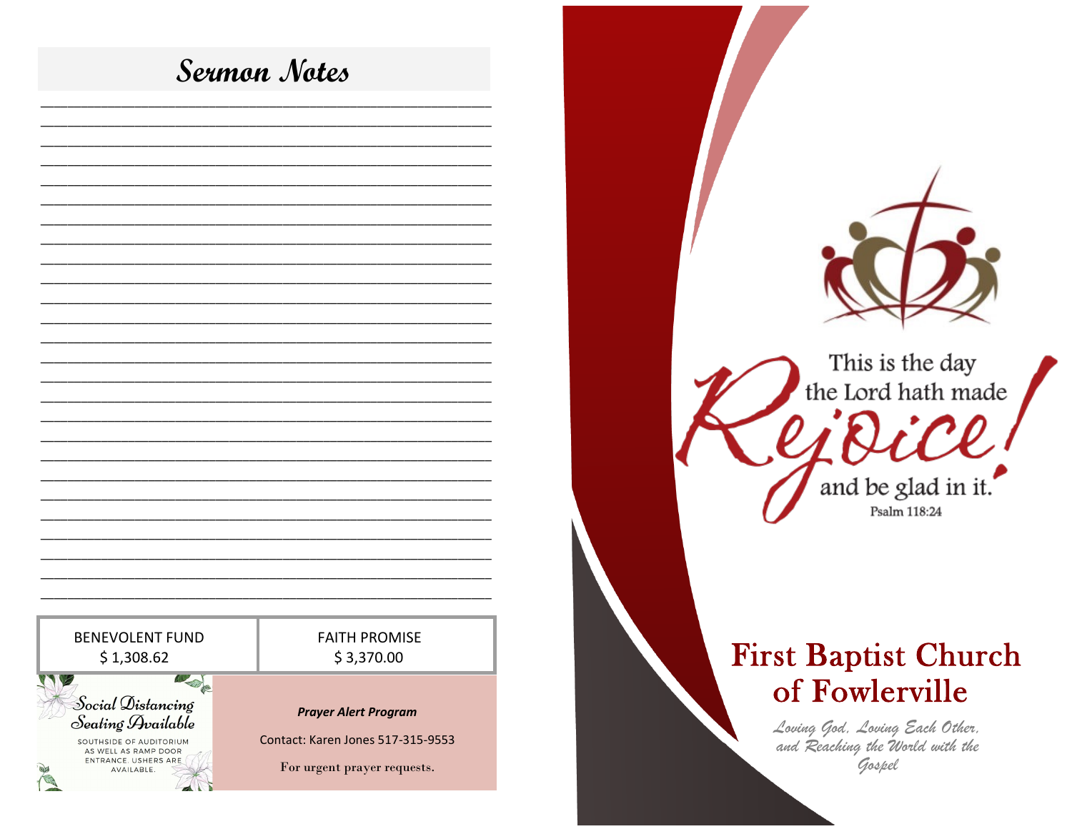## Sermon Notes

______________________________________________________________

______________________________________________________________

______________________________________________________________

______________________________________________________________

______________________________________________________________

______________________________________________________________

______________________________________________________________

______________________________________________________________

______________________________________________________________

______________________________________________________________

______________________________________________________________

______________________________________________________________

______________________________________________________________

______________________________________________________________

______________________________________________________________

______________________________________________________________

______________________________________________________________

______________________________________________________________

______________________________________________________________

______________________________________________________________

______________________________________________________________

______________________________________________________________

______________________________________________________________

______________________________________________________________

______________________________________________________________

| BENEVOLENT FUND | FAITH PROMISE |
|---|---|
| $ 1,308.62 | $ 3,370.00 |

Social Distancing Seating Available

SOUTHSIDE OF AUDITORIUM AS WELL AS RAMP DOOR ENTRANCE. USHERS ARE AVAILABLE.

***Prayer Alert Program***

Contact: Karen Jones 517-315-9553

For urgent prayer requests.

This is the day the Lord hath made

Rejoice!

and be glad in it.

Psalm 118:24

# First Baptist Church of Fowlerville

*Loving God, Loving Each Other, and Reaching the World with the Gospel*